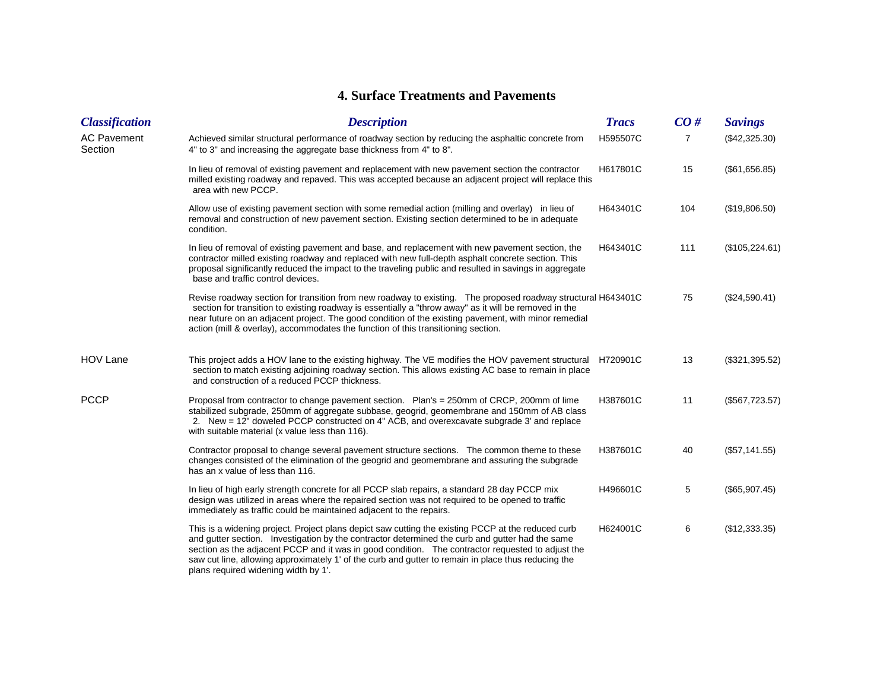# 4. Surface Treatments and Pavements

| *Classification* | *Description* | *Tracs* | *CO #* | *Savings* |
|---|---|---|---|---|
| AC Pavement Section | Achieved similar structural performance of roadway section by reducing the asphaltic concrete from 4" to 3" and increasing the aggregate base thickness from 4" to 8". | H595507C | 7 | ($42,325.30) |
| | In lieu of removal of existing pavement and replacement with new pavement section the contractor milled existing roadway and repaved. This was accepted because an adjacent project will replace this area with new PCCP. | H617801C | 15 | ($61,656.85) |
| | Allow use of existing pavement section with some remedial action (milling and overlay) in lieu of removal and construction of new pavement section. Existing section determined to be in adequate condition. | H643401C | 104 | ($19,806.50) |
| | In lieu of removal of existing pavement and base, and replacement with new pavement section, the contractor milled existing roadway and replaced with new full-depth asphalt concrete section. This proposal significantly reduced the impact to the traveling public and resulted in savings in aggregate base and traffic control devices. | H643401C | 111 | ($105,224.61) |
| | Revise roadway section for transition from new roadway to existing. The proposed roadway structural section for transition to existing roadway is essentially a "throw away" as it will be removed in the near future on an adjacent project. The good condition of the existing pavement, with minor remedial action (mill & overlay), accommodates the function of this transitioning section. | H643401C | 75 | ($24,590.41) |
| HOV Lane | This project adds a HOV lane to the existing highway. The VE modifies the HOV pavement structural section to match existing adjoining roadway section. This allows existing AC base to remain in place and construction of a reduced PCCP thickness. | H720901C | 13 | ($321,395.52) |
| PCCP | Proposal from contractor to change pavement section. Plan's = 250mm of CRCP, 200mm of lime stabilized subgrade, 250mm of aggregate subbase, geogrid, geomembrane and 150mm of AB class 2. New = 12" doweled PCCP constructed on 4" ACB, and overexcavate subgrade 3' and replace with suitable material (x value less than 116). | H387601C | 11 | ($567,723.57) |
| | Contractor proposal to change several pavement structure sections. The common theme to these changes consisted of the elimination of the geogrid and geomembrane and assuring the subgrade has an x value of less than 116. | H387601C | 40 | ($57,141.55) |
| | In lieu of high early strength concrete for all PCCP slab repairs, a standard 28 day PCCP mix design was utilized in areas where the repaired section was not required to be opened to traffic immediately as traffic could be maintained adjacent to the repairs. | H496601C | 5 | ($65,907.45) |
| | This is a widening project. Project plans depict saw cutting the existing PCCP at the reduced curb and gutter section. Investigation by the contractor determined the curb and gutter had the same section as the adjacent PCCP and it was in good condition. The contractor requested to adjust the saw cut line, allowing approximately 1' of the curb and gutter to remain in place thus reducing the plans required widening width by 1'. | H624001C | 6 | ($12,333.35) |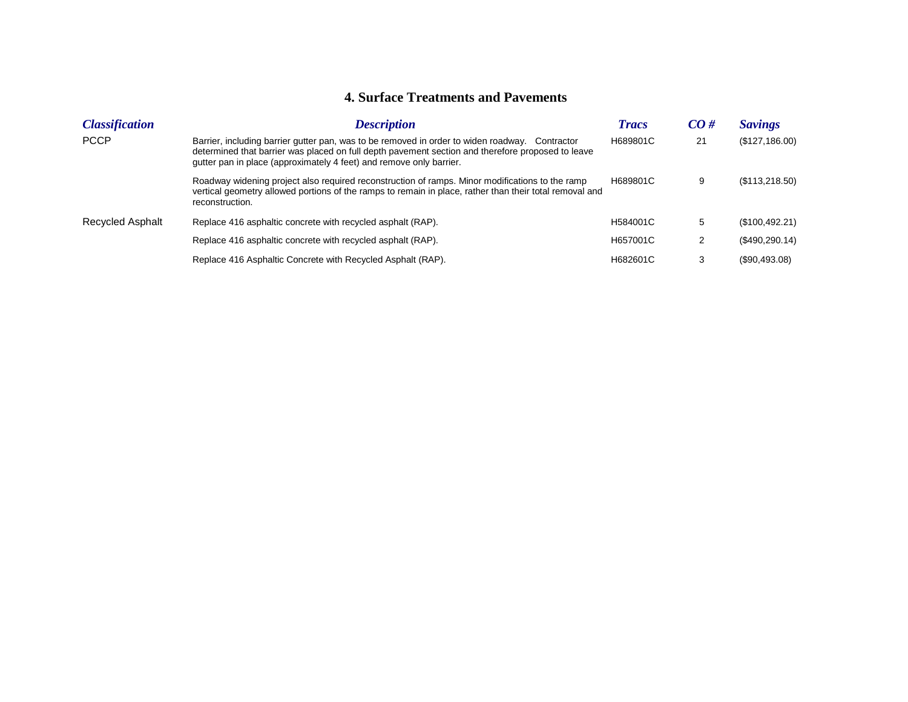## 4. Surface Treatments and Pavements

| *Classification* | *Description* | *Tracs* | *CO #* | *Savings* |
|---|---|---|---|---|
| PCCP | Barrier, including barrier gutter pan, was to be removed in order to widen roadway. Contractor determined that barrier was placed on full depth pavement section and therefore proposed to leave gutter pan in place (approximately 4 feet) and remove only barrier. | H689801C | 21 | ($127,186.00) |
| | Roadway widening project also required reconstruction of ramps. Minor modifications to the ramp vertical geometry allowed portions of the ramps to remain in place, rather than their total removal and reconstruction. | H689801C | 9 | ($113,218.50) |
| Recycled Asphalt | Replace 416 asphaltic concrete with recycled asphalt (RAP). | H584001C | 5 | ($100,492.21) |
| | Replace 416 asphaltic concrete with recycled asphalt (RAP). | H657001C | 2 | ($490,290.14) |
| | Replace 416 Asphaltic Concrete with Recycled Asphalt (RAP). | H682601C | 3 | ($90,493.08) |